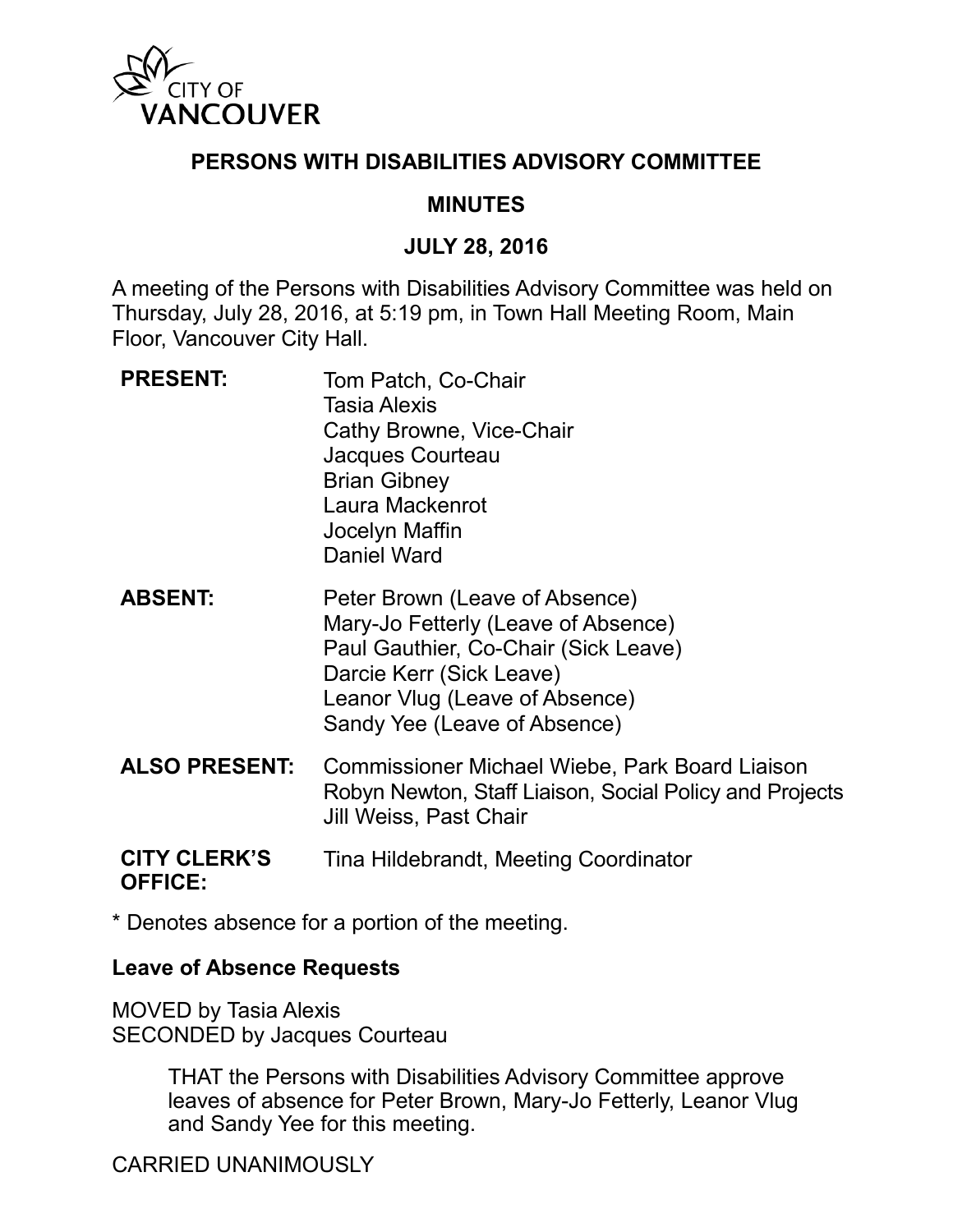CITY OF VANCOUVER

# PERSONS WITH DISABILITIES ADVISORY COMMITTEE

## MINUTES

## JULY 28, 2016

A meeting of the Persons with Disabilities Advisory Committee was held on Thursday, July 28, 2016, at 5:19 pm, in Town Hall Meeting Room, Main Floor, Vancouver City Hall.

| | |
|---|---|
| **PRESENT:** | Tom Patch, Co-Chair<br>Tasia Alexis<br>Cathy Browne, Vice-Chair<br>Jacques Courteau<br>Brian Gibney<br>Laura Mackenrot<br>Jocelyn Maffin<br>Daniel Ward |
| **ABSENT:** | Peter Brown (Leave of Absence)<br>Mary-Jo Fetterly (Leave of Absence)<br>Paul Gauthier, Co-Chair (Sick Leave)<br>Darcie Kerr (Sick Leave)<br>Leanor Vlug (Leave of Absence)<br>Sandy Yee (Leave of Absence) |
| **ALSO PRESENT:** | Commissioner Michael Wiebe, Park Board Liaison<br>Robyn Newton, Staff Liaison, Social Policy and Projects<br>Jill Weiss, Past Chair |
| **CITY CLERK'S OFFICE:** | Tina Hildebrandt, Meeting Coordinator |

* Denotes absence for a portion of the meeting.

**Leave of Absence Requests**

MOVED by Tasia Alexis
SECONDED by Jacques Courteau

> THAT the Persons with Disabilities Advisory Committee approve leaves of absence for Peter Brown, Mary-Jo Fetterly, Leanor Vlug and Sandy Yee for this meeting.

CARRIED UNANIMOUSLY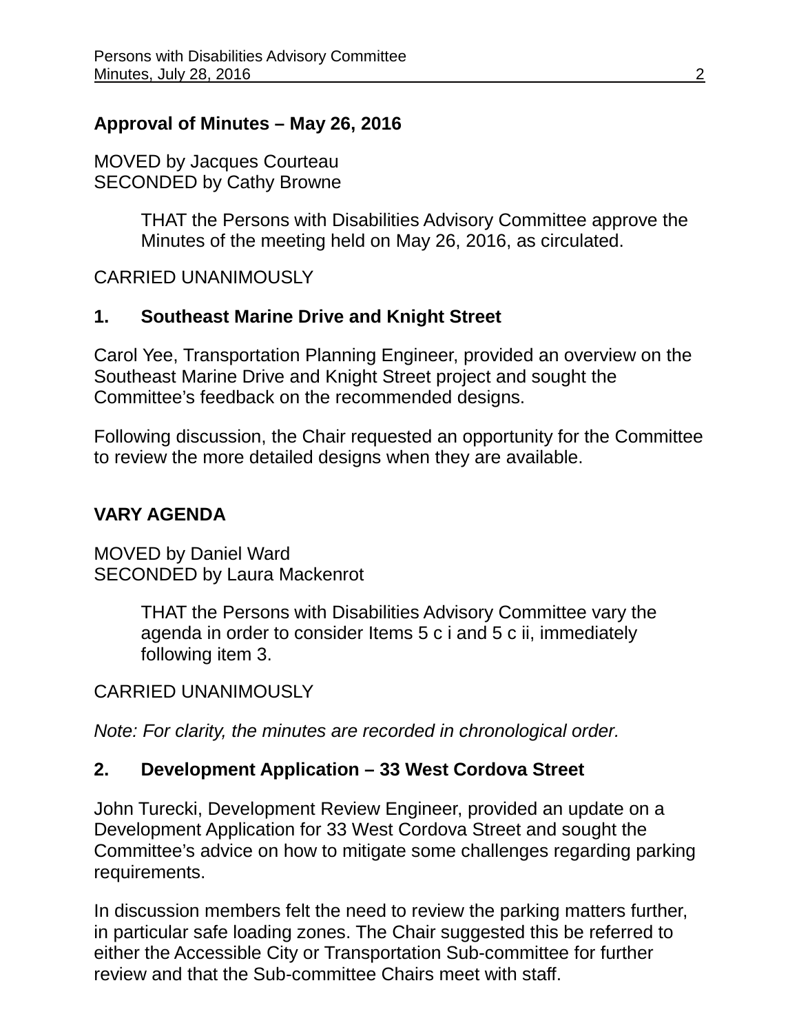**Approval of Minutes – May 26, 2016**

MOVED by Jacques Courteau
SECONDED by Cathy Browne

> THAT the Persons with Disabilities Advisory Committee approve the Minutes of the meeting held on May 26, 2016, as circulated.

CARRIED UNANIMOUSLY

**1. Southeast Marine Drive and Knight Street**

Carol Yee, Transportation Planning Engineer, provided an overview on the Southeast Marine Drive and Knight Street project and sought the Committee's feedback on the recommended designs.

Following discussion, the Chair requested an opportunity for the Committee to review the more detailed designs when they are available.

**VARY AGENDA**

MOVED by Daniel Ward
SECONDED by Laura Mackenrot

> THAT the Persons with Disabilities Advisory Committee vary the agenda in order to consider Items 5 c i and 5 c ii, immediately following item 3.

CARRIED UNANIMOUSLY

*Note: For clarity, the minutes are recorded in chronological order.*

**2. Development Application – 33 West Cordova Street**

John Turecki, Development Review Engineer, provided an update on a Development Application for 33 West Cordova Street and sought the Committee's advice on how to mitigate some challenges regarding parking requirements.

In discussion members felt the need to review the parking matters further, in particular safe loading zones. The Chair suggested this be referred to either the Accessible City or Transportation Sub-committee for further review and that the Sub-committee Chairs meet with staff.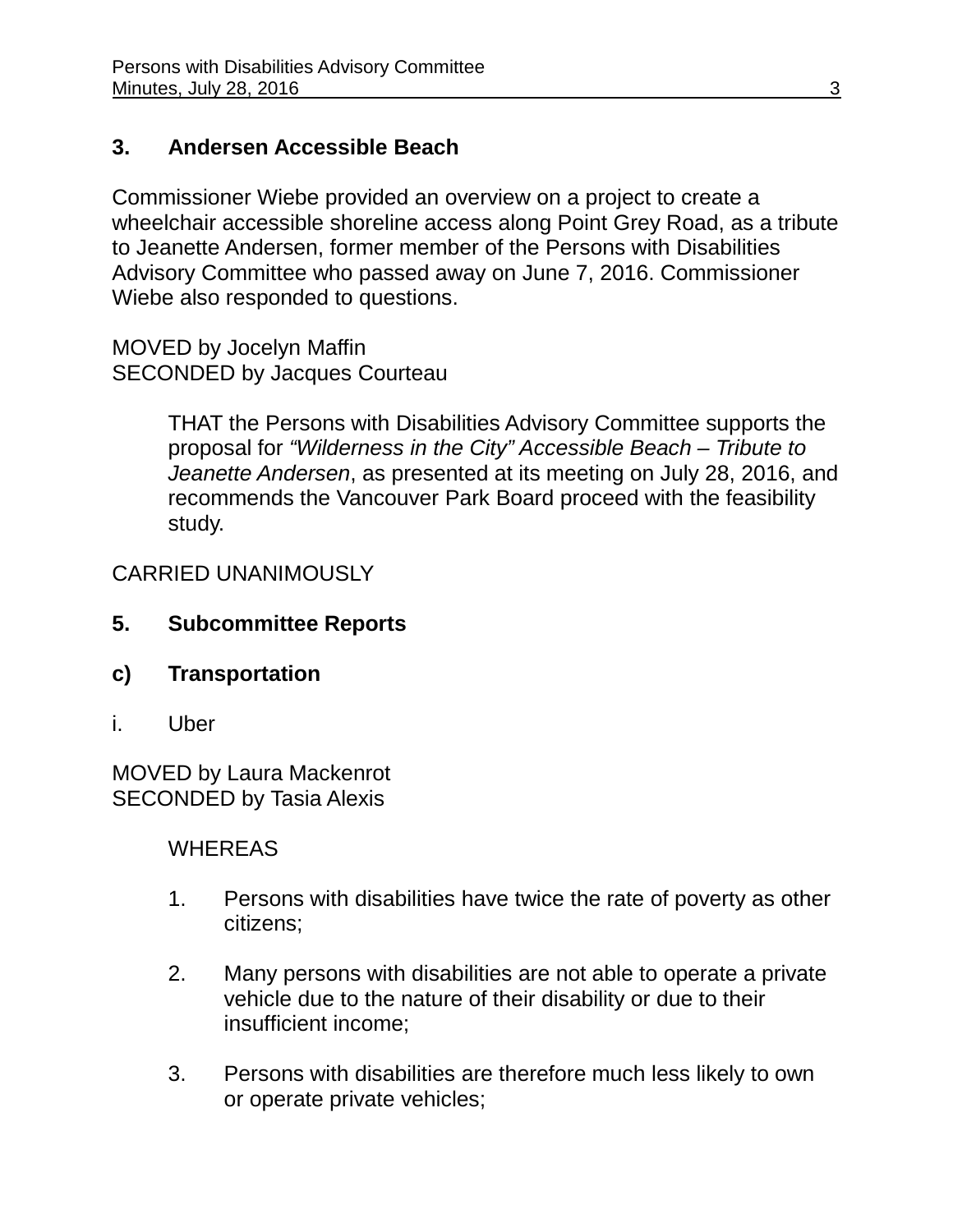**3. Andersen Accessible Beach**

Commissioner Wiebe provided an overview on a project to create a wheelchair accessible shoreline access along Point Grey Road, as a tribute to Jeanette Andersen, former member of the Persons with Disabilities Advisory Committee who passed away on June 7, 2016. Commissioner Wiebe also responded to questions.

MOVED by Jocelyn Maffin
SECONDED by Jacques Courteau

> THAT the Persons with Disabilities Advisory Committee supports the proposal for *"Wilderness in the City" Accessible Beach – Tribute to Jeanette Andersen*, as presented at its meeting on July 28, 2016, and recommends the Vancouver Park Board proceed with the feasibility study.

CARRIED UNANIMOUSLY

**5. Subcommittee Reports**

**c) Transportation**

i. Uber

MOVED by Laura Mackenrot
SECONDED by Tasia Alexis

> WHEREAS
>
> 1. Persons with disabilities have twice the rate of poverty as other citizens;
>
> 2. Many persons with disabilities are not able to operate a private vehicle due to the nature of their disability or due to their insufficient income;
>
> 3. Persons with disabilities are therefore much less likely to own or operate private vehicles;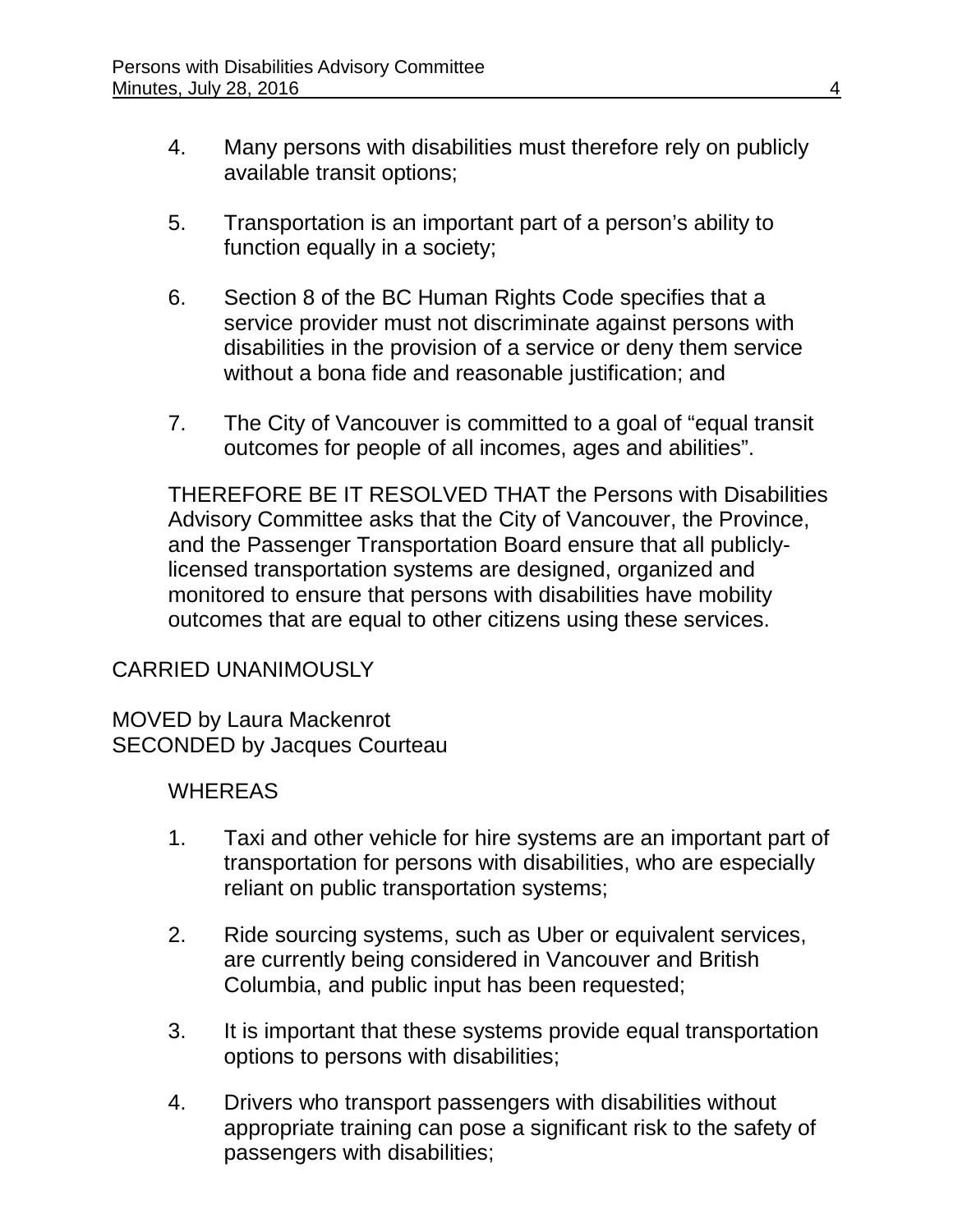4. Many persons with disabilities must therefore rely on publicly available transit options;

5. Transportation is an important part of a person's ability to function equally in a society;

6. Section 8 of the BC Human Rights Code specifies that a service provider must not discriminate against persons with disabilities in the provision of a service or deny them service without a bona fide and reasonable justification; and

7. The City of Vancouver is committed to a goal of "equal transit outcomes for people of all incomes, ages and abilities".

THEREFORE BE IT RESOLVED THAT the Persons with Disabilities Advisory Committee asks that the City of Vancouver, the Province, and the Passenger Transportation Board ensure that all publicly-licensed transportation systems are designed, organized and monitored to ensure that persons with disabilities have mobility outcomes that are equal to other citizens using these services.

CARRIED UNANIMOUSLY

MOVED by Laura Mackenrot
SECONDED by Jacques Courteau

WHEREAS

1. Taxi and other vehicle for hire systems are an important part of transportation for persons with disabilities, who are especially reliant on public transportation systems;

2. Ride sourcing systems, such as Uber or equivalent services, are currently being considered in Vancouver and British Columbia, and public input has been requested;

3. It is important that these systems provide equal transportation options to persons with disabilities;

4. Drivers who transport passengers with disabilities without appropriate training can pose a significant risk to the safety of passengers with disabilities;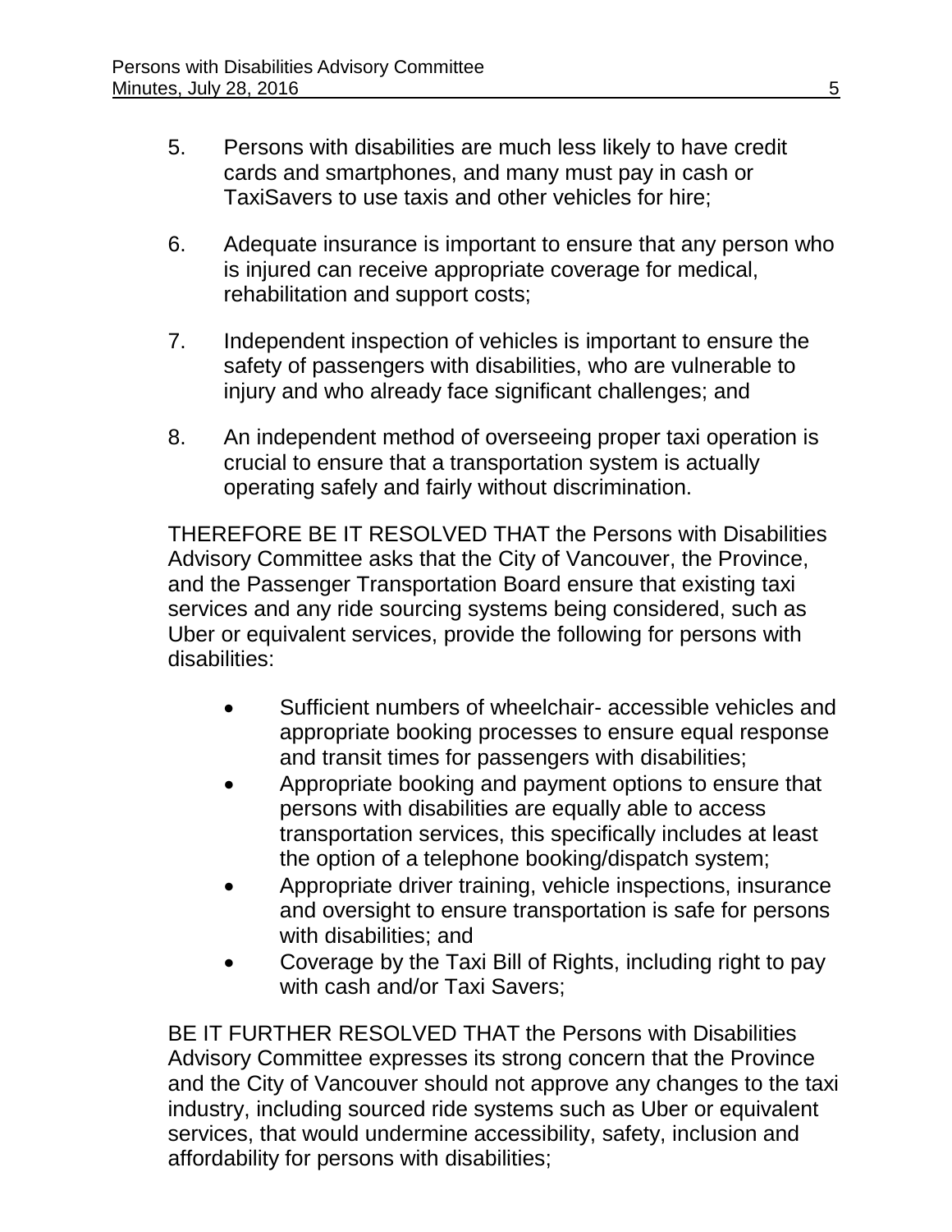5. Persons with disabilities are much less likely to have credit cards and smartphones, and many must pay in cash or TaxiSavers to use taxis and other vehicles for hire;

6. Adequate insurance is important to ensure that any person who is injured can receive appropriate coverage for medical, rehabilitation and support costs;

7. Independent inspection of vehicles is important to ensure the safety of passengers with disabilities, who are vulnerable to injury and who already face significant challenges; and

8. An independent method of overseeing proper taxi operation is crucial to ensure that a transportation system is actually operating safely and fairly without discrimination.

THEREFORE BE IT RESOLVED THAT the Persons with Disabilities Advisory Committee asks that the City of Vancouver, the Province, and the Passenger Transportation Board ensure that existing taxi services and any ride sourcing systems being considered, such as Uber or equivalent services, provide the following for persons with disabilities:

- Sufficient numbers of wheelchair- accessible vehicles and appropriate booking processes to ensure equal response and transit times for passengers with disabilities;
- Appropriate booking and payment options to ensure that persons with disabilities are equally able to access transportation services, this specifically includes at least the option of a telephone booking/dispatch system;
- Appropriate driver training, vehicle inspections, insurance and oversight to ensure transportation is safe for persons with disabilities; and
- Coverage by the Taxi Bill of Rights, including right to pay with cash and/or Taxi Savers;

BE IT FURTHER RESOLVED THAT the Persons with Disabilities Advisory Committee expresses its strong concern that the Province and the City of Vancouver should not approve any changes to the taxi industry, including sourced ride systems such as Uber or equivalent services, that would undermine accessibility, safety, inclusion and affordability for persons with disabilities;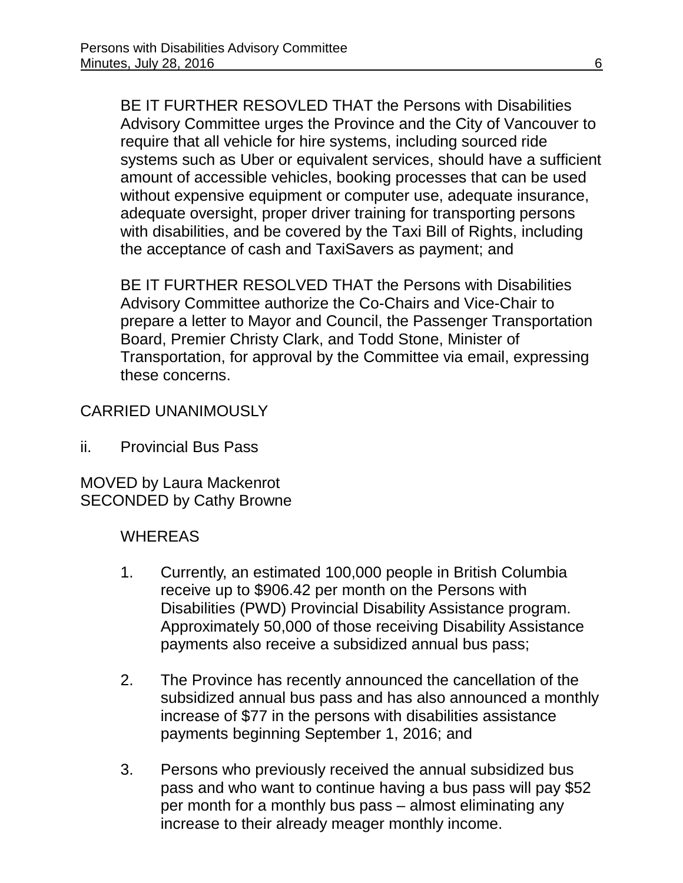BE IT FURTHER RESOVLED THAT the Persons with Disabilities Advisory Committee urges the Province and the City of Vancouver to require that all vehicle for hire systems, including sourced ride systems such as Uber or equivalent services, should have a sufficient amount of accessible vehicles, booking processes that can be used without expensive equipment or computer use, adequate insurance, adequate oversight, proper driver training for transporting persons with disabilities, and be covered by the Taxi Bill of Rights, including the acceptance of cash and TaxiSavers as payment; and

BE IT FURTHER RESOLVED THAT the Persons with Disabilities Advisory Committee authorize the Co-Chairs and Vice-Chair to prepare a letter to Mayor and Council, the Passenger Transportation Board, Premier Christy Clark, and Todd Stone, Minister of Transportation, for approval by the Committee via email, expressing these concerns.

CARRIED UNANIMOUSLY

ii. Provincial Bus Pass

MOVED by Laura Mackenrot
SECONDED by Cathy Browne

WHEREAS

1. Currently, an estimated 100,000 people in British Columbia receive up to $906.42 per month on the Persons with Disabilities (PWD) Provincial Disability Assistance program. Approximately 50,000 of those receiving Disability Assistance payments also receive a subsidized annual bus pass;

2. The Province has recently announced the cancellation of the subsidized annual bus pass and has also announced a monthly increase of $77 in the persons with disabilities assistance payments beginning September 1, 2016; and

3. Persons who previously received the annual subsidized bus pass and who want to continue having a bus pass will pay $52 per month for a monthly bus pass – almost eliminating any increase to their already meager monthly income.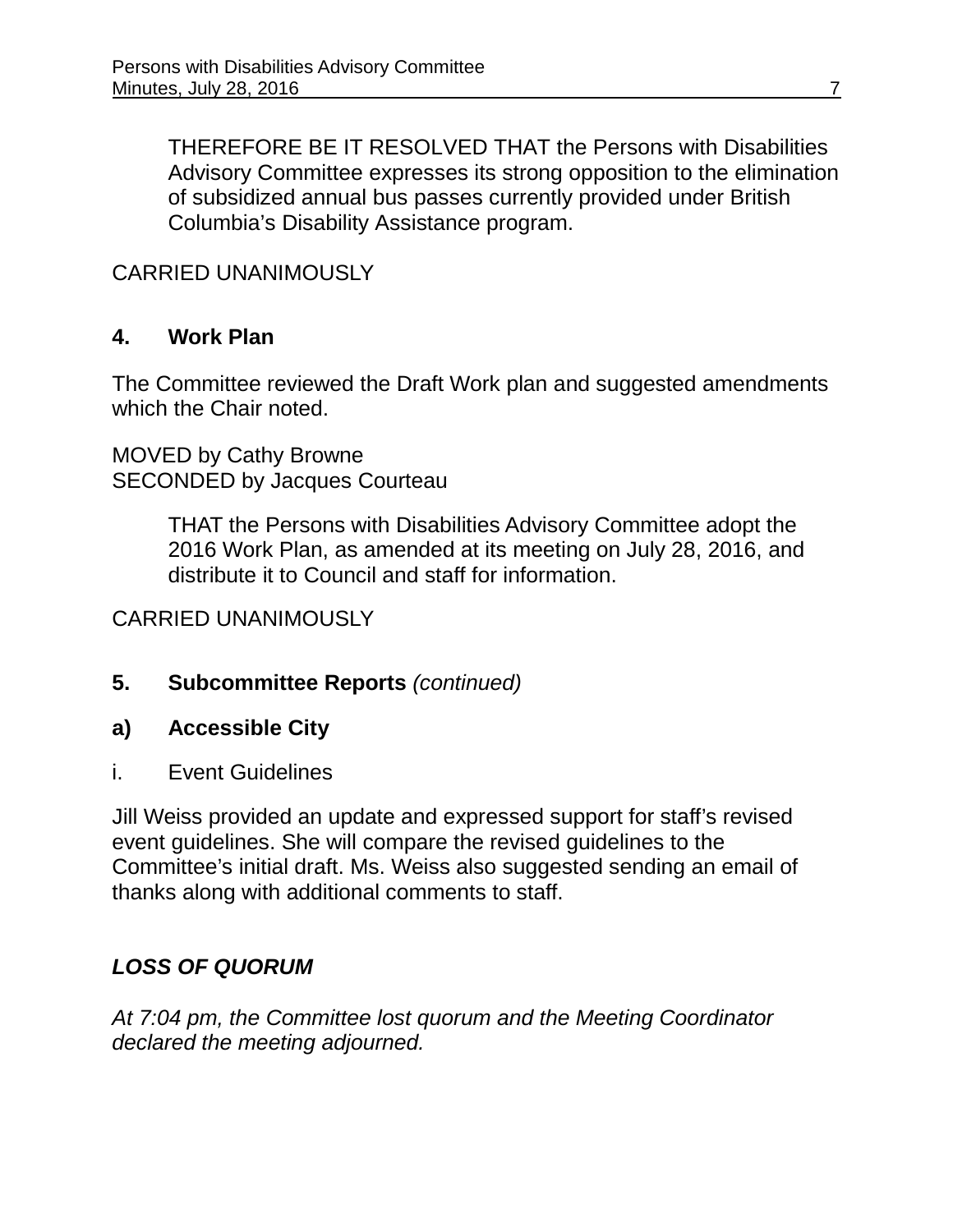THEREFORE BE IT RESOLVED THAT the Persons with Disabilities Advisory Committee expresses its strong opposition to the elimination of subsidized annual bus passes currently provided under British Columbia's Disability Assistance program.

CARRIED UNANIMOUSLY

## 4. Work Plan

The Committee reviewed the Draft Work plan and suggested amendments which the Chair noted.

MOVED by Cathy Browne
SECONDED by Jacques Courteau

> THAT the Persons with Disabilities Advisory Committee adopt the 2016 Work Plan, as amended at its meeting on July 28, 2016, and distribute it to Council and staff for information.

CARRIED UNANIMOUSLY

## 5. Subcommittee Reports *(continued)*

### a) Accessible City

i. Event Guidelines

Jill Weiss provided an update and expressed support for staff's revised event guidelines. She will compare the revised guidelines to the Committee's initial draft. Ms. Weiss also suggested sending an email of thanks along with additional comments to staff.

***LOSS OF QUORUM***

*At 7:04 pm, the Committee lost quorum and the Meeting Coordinator declared the meeting adjourned.*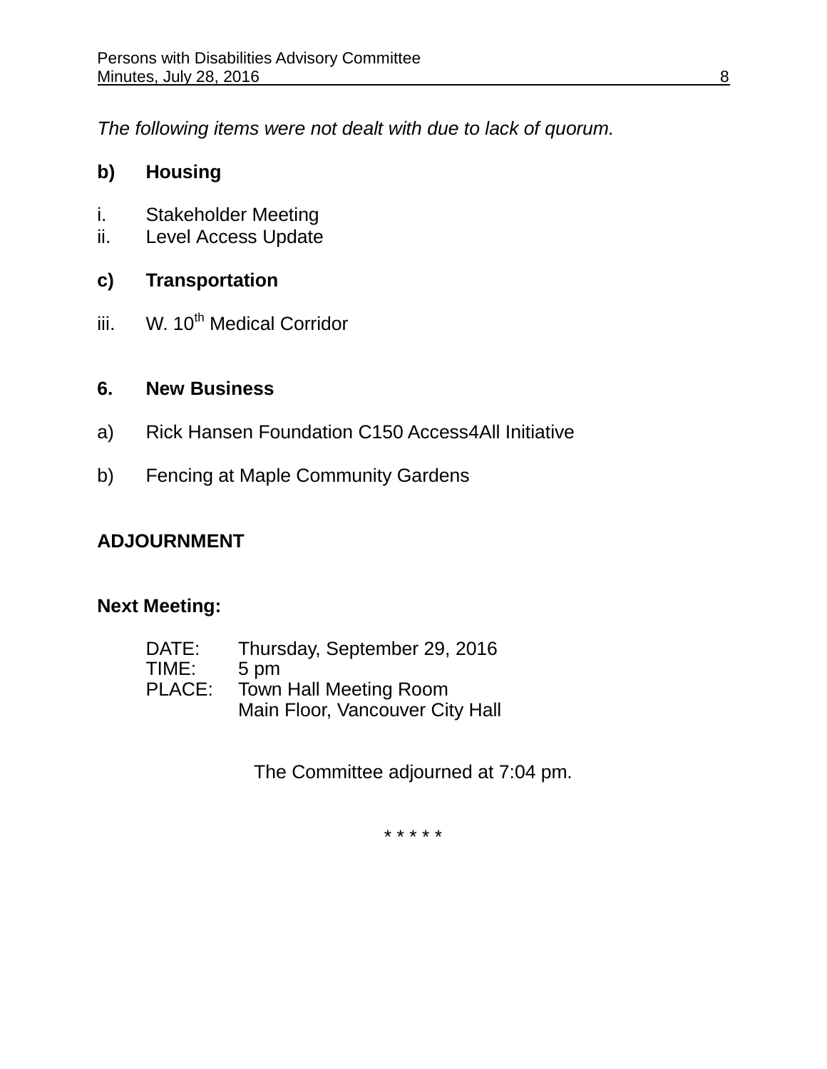*The following items were not dealt with due to lack of quorum.*

**b) Housing**

i. Stakeholder Meeting
ii. Level Access Update

**c) Transportation**

iii. W. 10th Medical Corridor

**6. New Business**

a) Rick Hansen Foundation C150 Access4All Initiative

b) Fencing at Maple Community Gardens

**ADJOURNMENT**

**Next Meeting:**

DATE: Thursday, September 29, 2016
TIME: 5 pm
PLACE: Town Hall Meeting Room
Main Floor, Vancouver City Hall

The Committee adjourned at 7:04 pm.

* * * * *